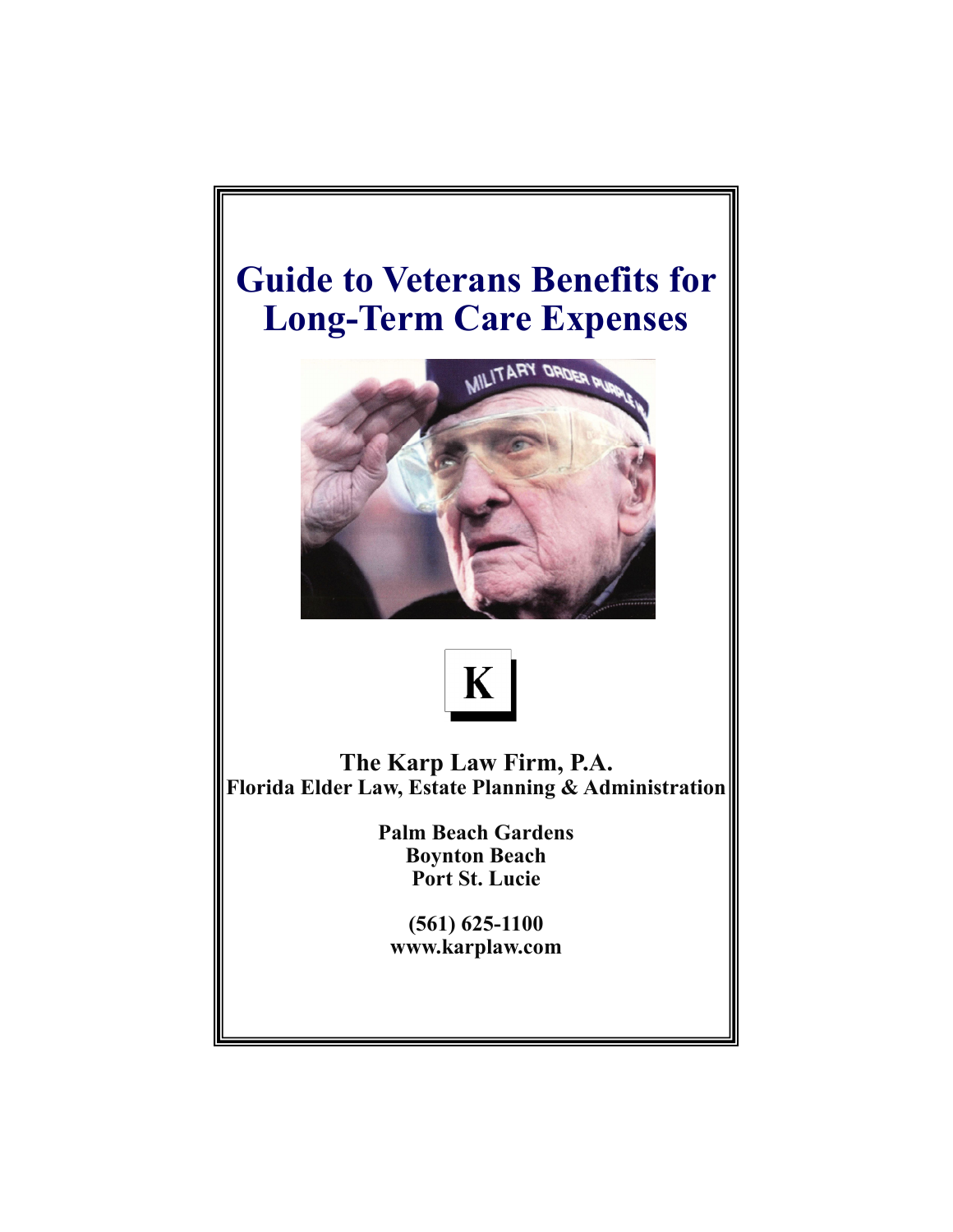# Guide to Veterans Benefits for Long-Term Care Expenses

**K**

**The Karp Law Firm, P.A.**
**Florida Elder Law, Estate Planning & Administration**

**Palm Beach Gardens**
**Boynton Beach**
**Port St. Lucie**

**(561) 625-1100**
**www.karplaw.com**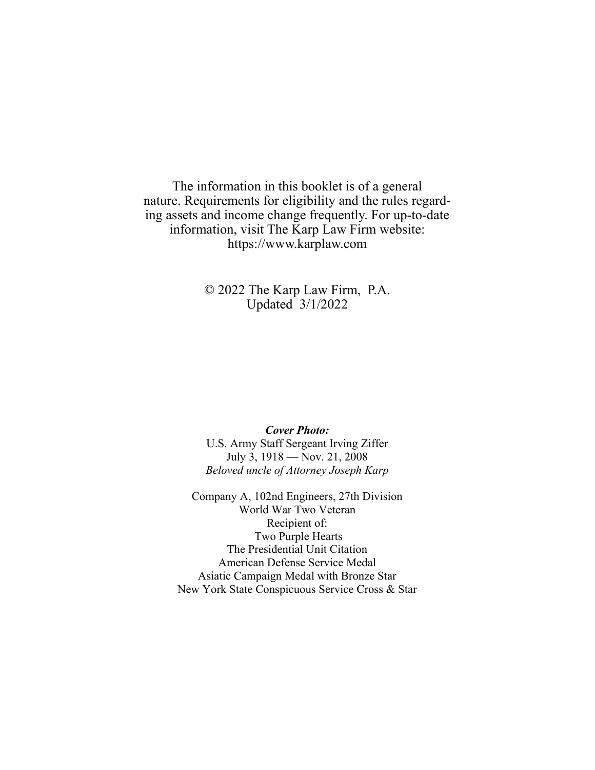The information in this booklet is of a general nature. Requirements for eligibility and the rules regarding assets and income change frequently. For up-to-date information, visit The Karp Law Firm website: https://www.karplaw.com

© 2022 The Karp Law Firm, P.A.
Updated 3/1/2022

***Cover Photo:***
U.S. Army Staff Sergeant Irving Ziffer
July 3, 1918 — Nov. 21, 2008
*Beloved uncle of Attorney Joseph Karp*

Company A, 102nd Engineers, 27th Division
World War Two Veteran
Recipient of:
Two Purple Hearts
The Presidential Unit Citation
American Defense Service Medal
Asiatic Campaign Medal with Bronze Star
New York State Conspicuous Service Cross & Star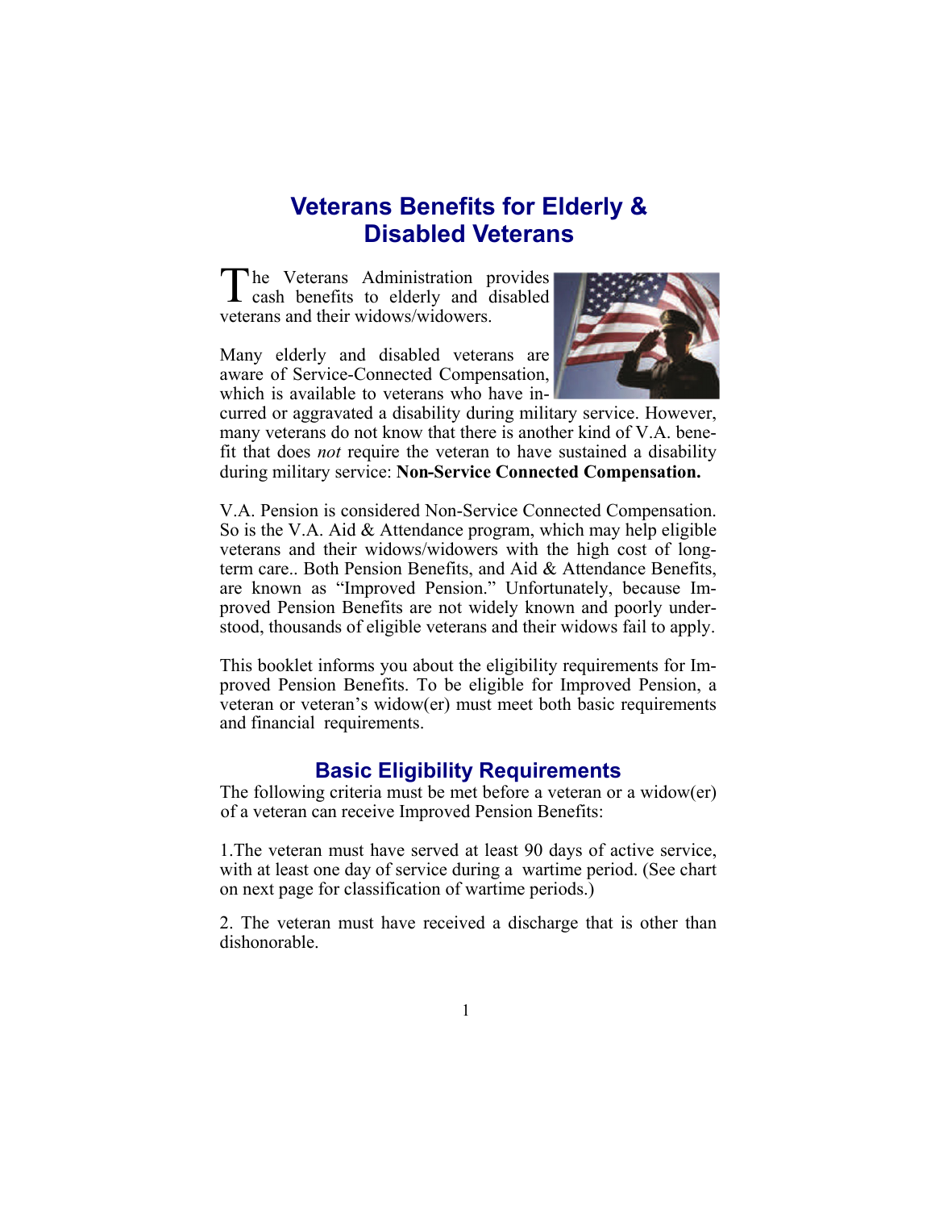# Veterans Benefits for Elderly & Disabled Veterans

The Veterans Administration provides cash benefits to elderly and disabled veterans and their widows/widowers.

Many elderly and disabled veterans are aware of Service-Connected Compensation, which is available to veterans who have incurred or aggravated a disability during military service. However, many veterans do not know that there is another kind of V.A. benefit that does *not* require the veteran to have sustained a disability during military service: **Non-Service Connected Compensation.**

V.A. Pension is considered Non-Service Connected Compensation. So is the V.A. Aid & Attendance program, which may help eligible veterans and their widows/widowers with the high cost of long-term care.. Both Pension Benefits, and Aid & Attendance Benefits, are known as "Improved Pension." Unfortunately, because Improved Pension Benefits are not widely known and poorly understood, thousands of eligible veterans and their widows fail to apply.

This booklet informs you about the eligibility requirements for Improved Pension Benefits. To be eligible for Improved Pension, a veteran or veteran's widow(er) must meet both basic requirements and financial requirements.

## Basic Eligibility Requirements

The following criteria must be met before a veteran or a widow(er) of a veteran can receive Improved Pension Benefits:

1.The veteran must have served at least 90 days of active service, with at least one day of service during a wartime period. (See chart on next page for classification of wartime periods.)

2. The veteran must have received a discharge that is other than dishonorable.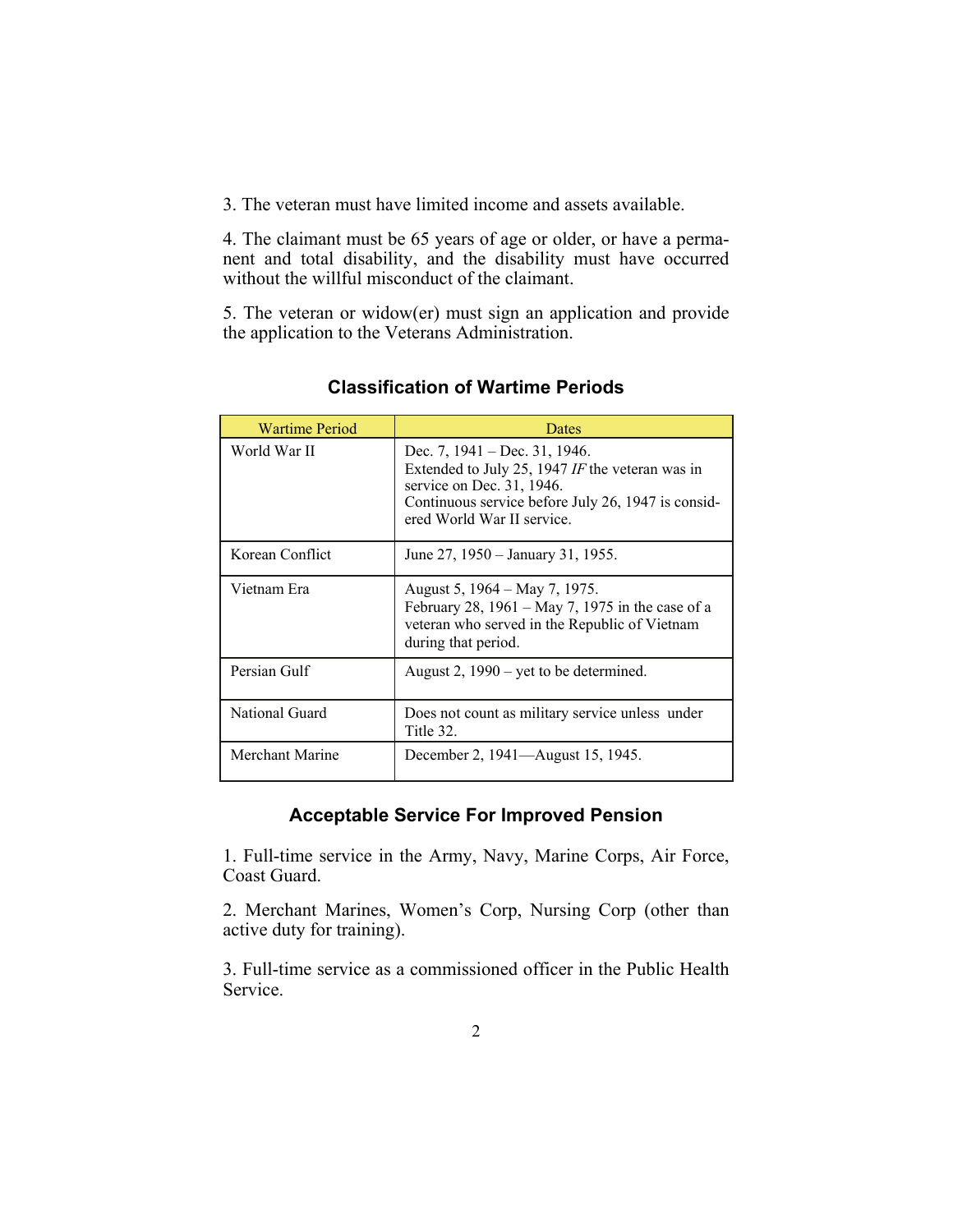3. The veteran must have limited income and assets available.

4. The claimant must be 65 years of age or older, or have a permanent and total disability, and the disability must have occurred without the willful misconduct of the claimant.

5. The veteran or widow(er) must sign an application and provide the application to the Veterans Administration.

## Classification of Wartime Periods

| Wartime Period | Dates |
| --- | --- |
| World War II | Dec. 7, 1941 – Dec. 31, 1946.<br>Extended to July 25, 1947 *IF* the veteran was in service on Dec. 31, 1946.<br>Continuous service before July 26, 1947 is considered World War II service. |
| Korean Conflict | June 27, 1950 – January 31, 1955. |
| Vietnam Era | August 5, 1964 – May 7, 1975.<br>February 28, 1961 – May 7, 1975 in the case of a veteran who served in the Republic of Vietnam during that period. |
| Persian Gulf | August 2, 1990 – yet to be determined. |
| National Guard | Does not count as military service unless under Title 32. |
| Merchant Marine | December 2, 1941—August 15, 1945. |

## Acceptable Service For Improved Pension

1. Full-time service in the Army, Navy, Marine Corps, Air Force, Coast Guard.

2. Merchant Marines, Women's Corp, Nursing Corp (other than active duty for training).

3. Full-time service as a commissioned officer in the Public Health Service.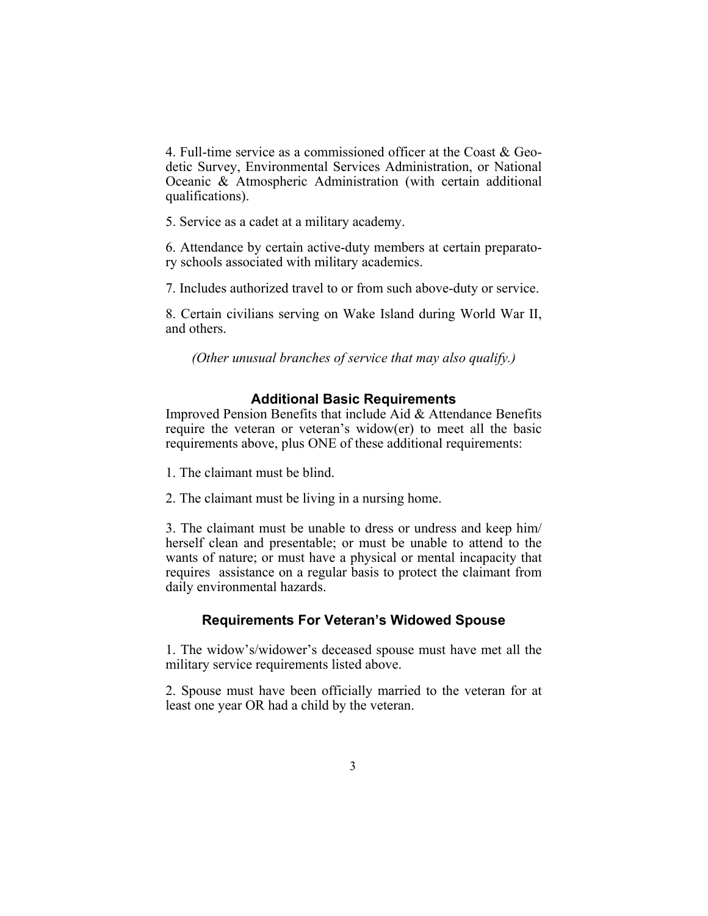4. Full-time service as a commissioned officer at the Coast & Geodetic Survey, Environmental Services Administration, or National Oceanic & Atmospheric Administration (with certain additional qualifications).

5. Service as a cadet at a military academy.

6. Attendance by certain active-duty members at certain preparatory schools associated with military academics.

7. Includes authorized travel to or from such above-duty or service.

8. Certain civilians serving on Wake Island during World War II, and others.

*(Other unusual branches of service that may also qualify.)*

### Additional Basic Requirements

Improved Pension Benefits that include Aid & Attendance Benefits require the veteran or veteran's widow(er) to meet all the basic requirements above, plus ONE of these additional requirements:

1. The claimant must be blind.

2. The claimant must be living in a nursing home.

3. The claimant must be unable to dress or undress and keep him/herself clean and presentable; or must be unable to attend to the wants of nature; or must have a physical or mental incapacity that requires assistance on a regular basis to protect the claimant from daily environmental hazards.

### Requirements For Veteran's Widowed Spouse

1. The widow's/widower's deceased spouse must have met all the military service requirements listed above.

2. Spouse must have been officially married to the veteran for at least one year OR had a child by the veteran.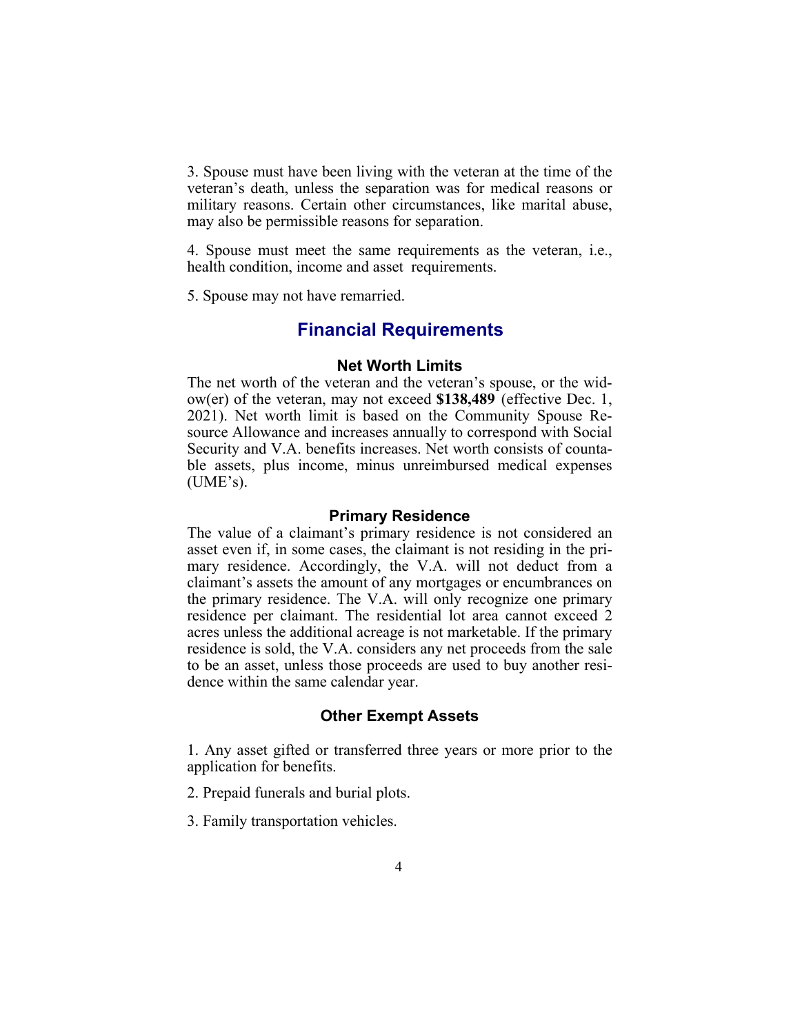3. Spouse must have been living with the veteran at the time of the veteran's death, unless the separation was for medical reasons or military reasons. Certain other circumstances, like marital abuse, may also be permissible reasons for separation.

4. Spouse must meet the same requirements as the veteran, i.e., health condition, income and asset requirements.

5. Spouse may not have remarried.

## Financial Requirements

### Net Worth Limits

The net worth of the veteran and the veteran's spouse, or the widow(er) of the veteran, may not exceed **$138,489** (effective Dec. 1, 2021). Net worth limit is based on the Community Spouse Resource Allowance and increases annually to correspond with Social Security and V.A. benefits increases. Net worth consists of countable assets, plus income, minus unreimbursed medical expenses (UME's).

### Primary Residence

The value of a claimant's primary residence is not considered an asset even if, in some cases, the claimant is not residing in the primary residence. Accordingly, the V.A. will not deduct from a claimant's assets the amount of any mortgages or encumbrances on the primary residence. The V.A. will only recognize one primary residence per claimant. The residential lot area cannot exceed 2 acres unless the additional acreage is not marketable. If the primary residence is sold, the V.A. considers any net proceeds from the sale to be an asset, unless those proceeds are used to buy another residence within the same calendar year.

### Other Exempt Assets

1. Any asset gifted or transferred three years or more prior to the application for benefits.

2. Prepaid funerals and burial plots.

3. Family transportation vehicles.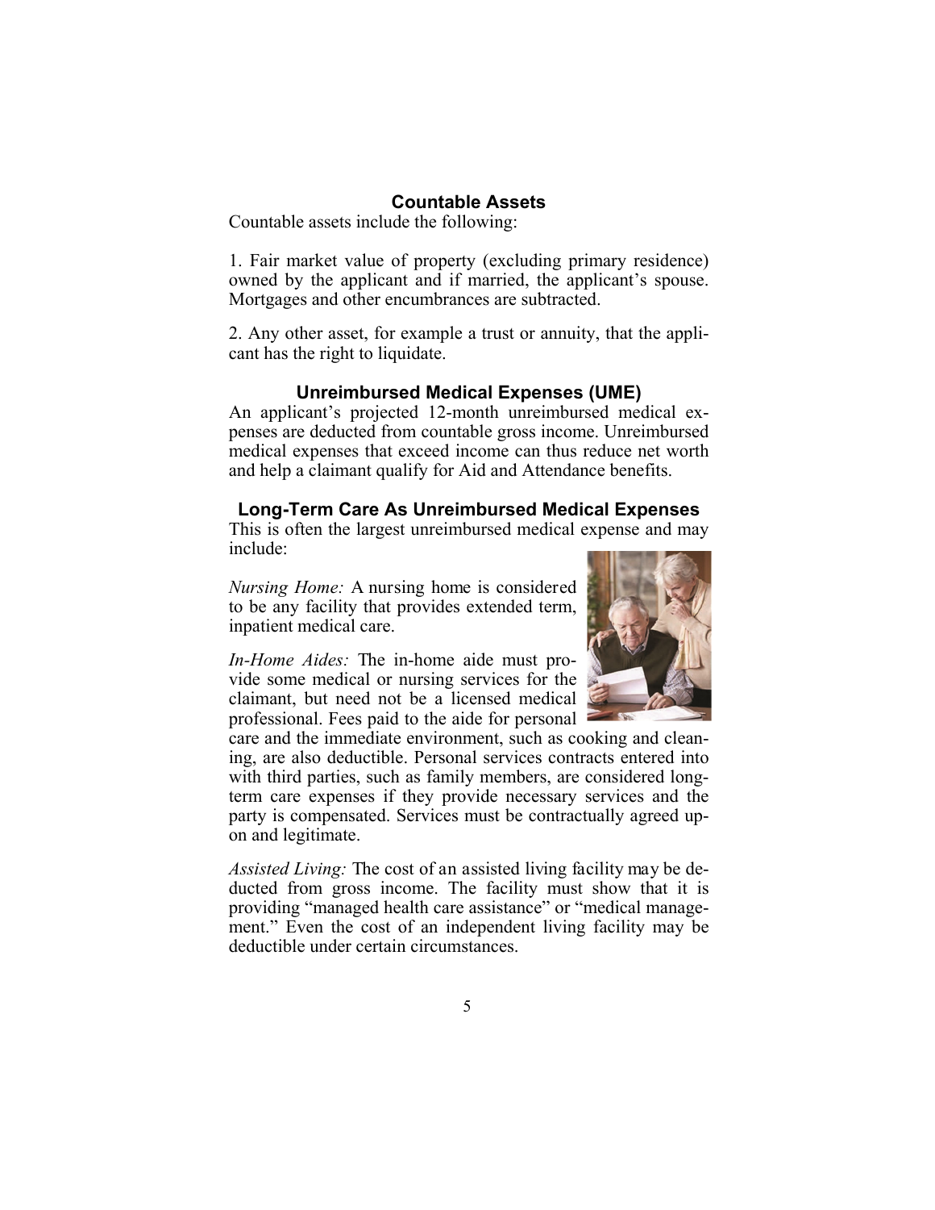## Countable Assets

Countable assets include the following:

1. Fair market value of property (excluding primary residence) owned by the applicant and if married, the applicant's spouse. Mortgages and other encumbrances are subtracted.

2. Any other asset, for example a trust or annuity, that the applicant has the right to liquidate.

## Unreimbursed Medical Expenses (UME)

An applicant's projected 12-month unreimbursed medical expenses are deducted from countable gross income. Unreimbursed medical expenses that exceed income can thus reduce net worth and help a claimant qualify for Aid and Attendance benefits.

## Long-Term Care As Unreimbursed Medical Expenses

This is often the largest unreimbursed medical expense and may include:

*Nursing Home:* A nursing home is considered to be any facility that provides extended term, inpatient medical care.

*In-Home Aides:* The in-home aide must provide some medical or nursing services for the claimant, but need not be a licensed medical professional. Fees paid to the aide for personal care and the immediate environment, such as cooking and cleaning, are also deductible. Personal services contracts entered into with third parties, such as family members, are considered long-term care expenses if they provide necessary services and the party is compensated. Services must be contractually agreed upon and legitimate.

*Assisted Living:* The cost of an assisted living facility may be deducted from gross income. The facility must show that it is providing "managed health care assistance" or "medical management." Even the cost of an independent living facility may be deductible under certain circumstances.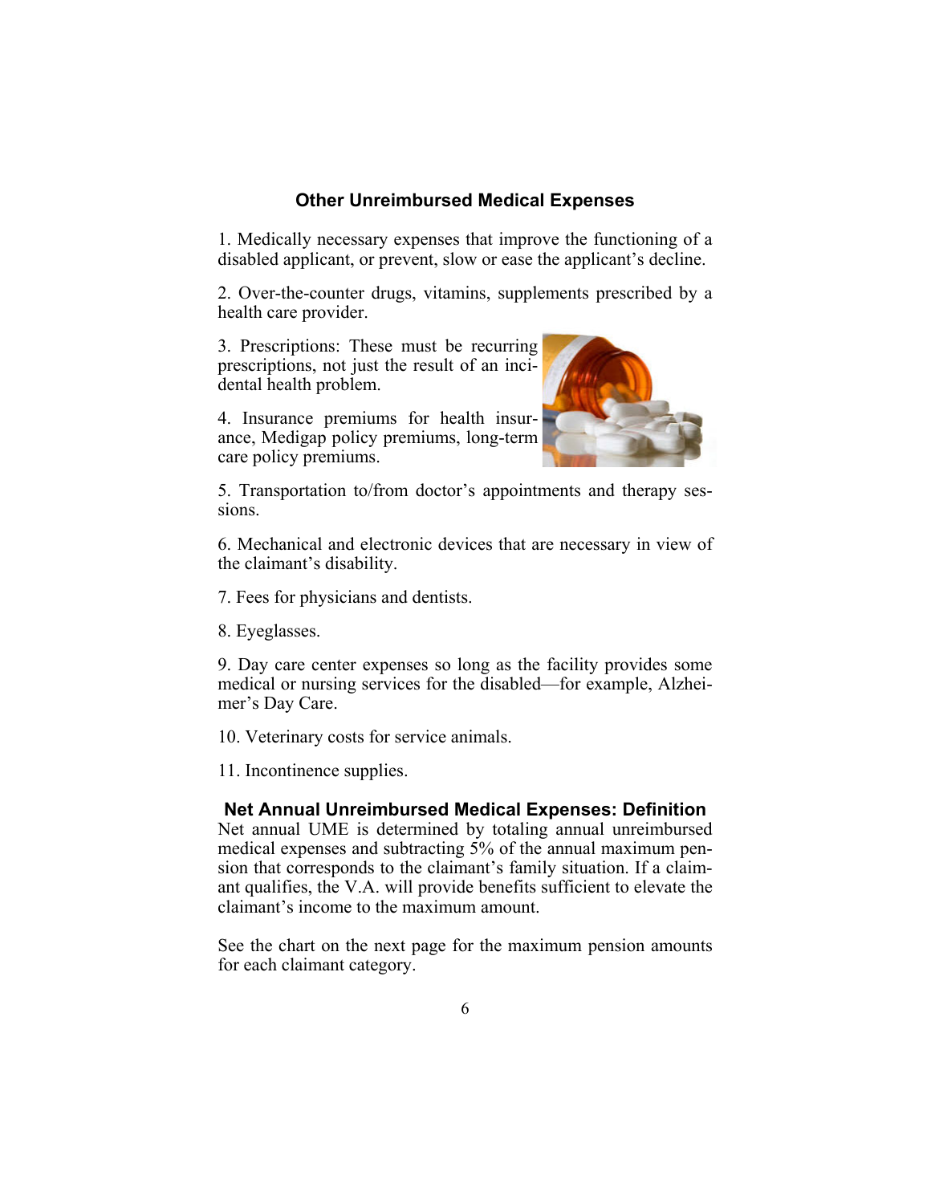## Other Unreimbursed Medical Expenses

1. Medically necessary expenses that improve the functioning of a disabled applicant, or prevent, slow or ease the applicant's decline.

2. Over-the-counter drugs, vitamins, supplements prescribed by a health care provider.

3. Prescriptions: These must be recurring prescriptions, not just the result of an incidental health problem.

4. Insurance premiums for health insurance, Medigap policy premiums, long-term care policy premiums.

5. Transportation to/from doctor's appointments and therapy sessions.

6. Mechanical and electronic devices that are necessary in view of the claimant's disability.

7. Fees for physicians and dentists.

8. Eyeglasses.

9. Day care center expenses so long as the facility provides some medical or nursing services for the disabled—for example, Alzheimer's Day Care.

10. Veterinary costs for service animals.

11. Incontinence supplies.

## Net Annual Unreimbursed Medical Expenses: Definition

Net annual UME is determined by totaling annual unreimbursed medical expenses and subtracting 5% of the annual maximum pension that corresponds to the claimant's family situation. If a claimant qualifies, the V.A. will provide benefits sufficient to elevate the claimant's income to the maximum amount.

See the chart on the next page for the maximum pension amounts for each claimant category.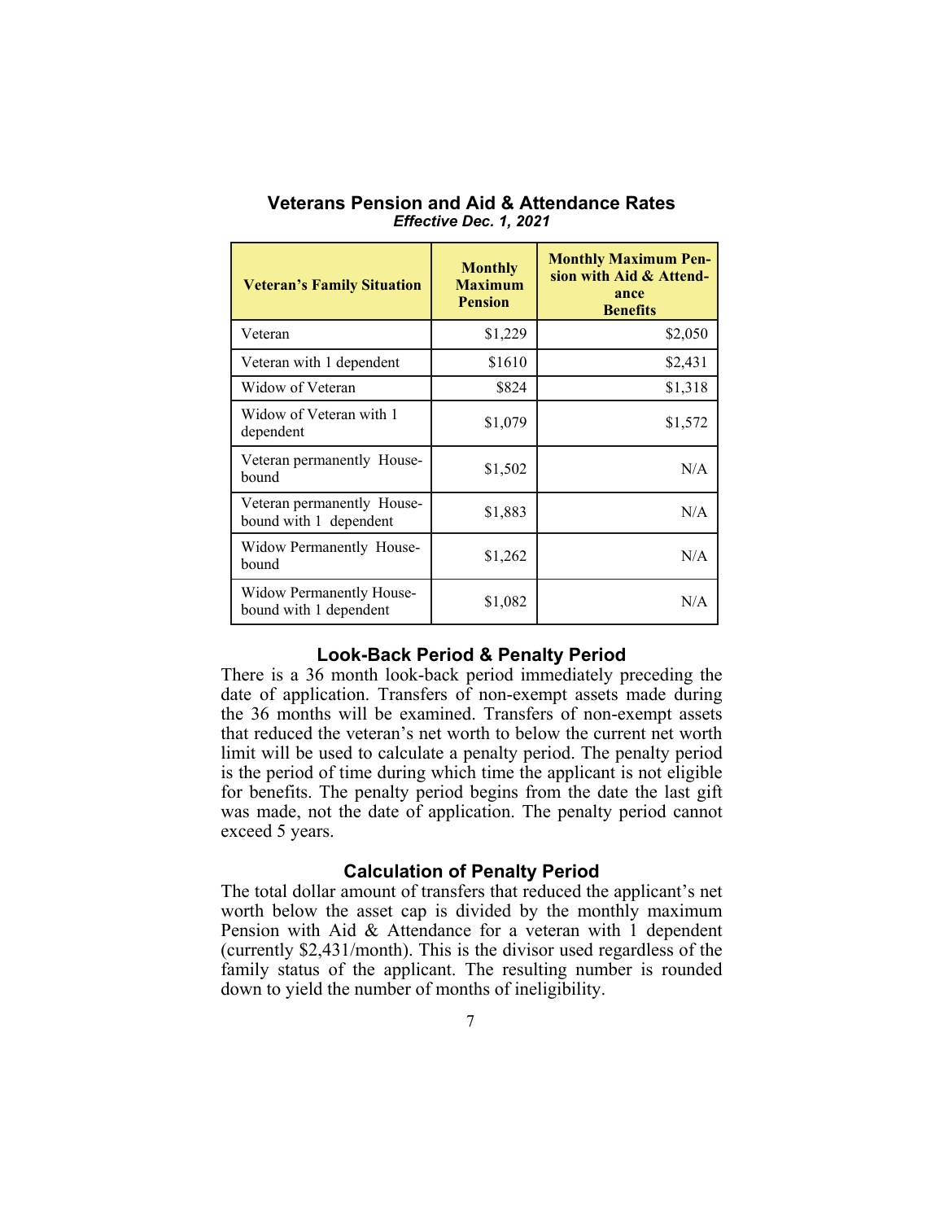## Veterans Pension and Aid & Attendance Rates

***Effective Dec. 1, 2021***

| Veteran's Family Situation | Monthly Maximum Pension | Monthly Maximum Pension with Aid & Attendance Benefits |
|---|---|---|
| Veteran | $1,229 | $2,050 |
| Veteran with 1 dependent | $1610 | $2,431 |
| Widow of Veteran | $824 | $1,318 |
| Widow of Veteran with 1 dependent | $1,079 | $1,572 |
| Veteran permanently Housebound | $1,502 | N/A |
| Veteran permanently Housebound with 1 dependent | $1,883 | N/A |
| Widow Permanently Housebound | $1,262 | N/A |
| Widow Permanently Housebound with 1 dependent | $1,082 | N/A |

## Look-Back Period & Penalty Period

There is a 36 month look-back period immediately preceding the date of application. Transfers of non-exempt assets made during the 36 months will be examined. Transfers of non-exempt assets that reduced the veteran's net worth to below the current net worth limit will be used to calculate a penalty period. The penalty period is the period of time during which time the applicant is not eligible for benefits. The penalty period begins from the date the last gift was made, not the date of application. The penalty period cannot exceed 5 years.

## Calculation of Penalty Period

The total dollar amount of transfers that reduced the applicant's net worth below the asset cap is divided by the monthly maximum Pension with Aid & Attendance for a veteran with 1 dependent (currently $2,431/month). This is the divisor used regardless of the family status of the applicant. The resulting number is rounded down to yield the number of months of ineligibility.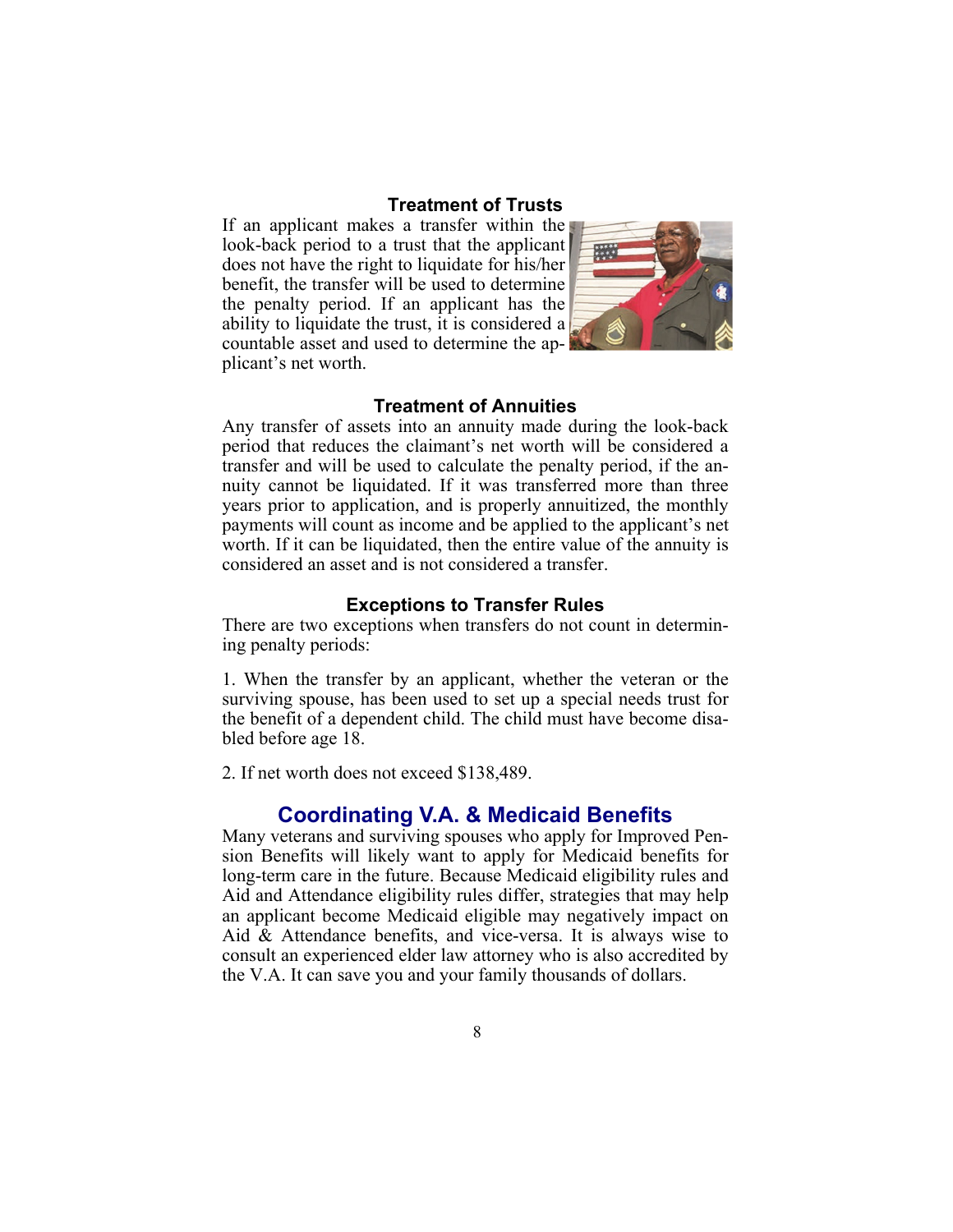### Treatment of Trusts

If an applicant makes a transfer within the look-back period to a trust that the applicant does not have the right to liquidate for his/her benefit, the transfer will be used to determine the penalty period. If an applicant has the ability to liquidate the trust, it is considered a countable asset and used to determine the applicant's net worth.

### Treatment of Annuities

Any transfer of assets into an annuity made during the look-back period that reduces the claimant's net worth will be considered a transfer and will be used to calculate the penalty period, if the annuity cannot be liquidated. If it was transferred more than three years prior to application, and is properly annuitized, the monthly payments will count as income and be applied to the applicant's net worth. If it can be liquidated, then the entire value of the annuity is considered an asset and is not considered a transfer.

### Exceptions to Transfer Rules

There are two exceptions when transfers do not count in determining penalty periods:

1. When the transfer by an applicant, whether the veteran or the surviving spouse, has been used to set up a special needs trust for the benefit of a dependent child. The child must have become disabled before age 18.

2. If net worth does not exceed $138,489.

## Coordinating V.A. & Medicaid Benefits

Many veterans and surviving spouses who apply for Improved Pension Benefits will likely want to apply for Medicaid benefits for long-term care in the future. Because Medicaid eligibility rules and Aid and Attendance eligibility rules differ, strategies that may help an applicant become Medicaid eligible may negatively impact on Aid & Attendance benefits, and vice-versa. It is always wise to consult an experienced elder law attorney who is also accredited by the V.A. It can save you and your family thousands of dollars.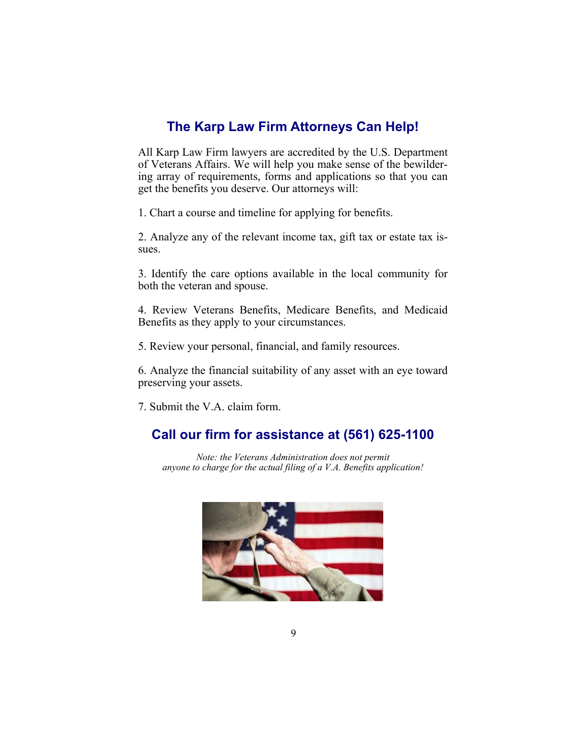## The Karp Law Firm Attorneys Can Help!

All Karp Law Firm lawyers are accredited by the U.S. Department of Veterans Affairs. We will help you make sense of the bewildering array of requirements, forms and applications so that you can get the benefits you deserve. Our attorneys will:

1. Chart a course and timeline for applying for benefits.

2. Analyze any of the relevant income tax, gift tax or estate tax issues.

3. Identify the care options available in the local community for both the veteran and spouse.

4. Review Veterans Benefits, Medicare Benefits, and Medicaid Benefits as they apply to your circumstances.

5. Review your personal, financial, and family resources.

6. Analyze the financial suitability of any asset with an eye toward preserving your assets.

7. Submit the V.A. claim form.

## Call our firm for assistance at (561) 625-1100

*Note: the Veterans Administration does not permit anyone to charge for the actual filing of a V.A. Benefits application!*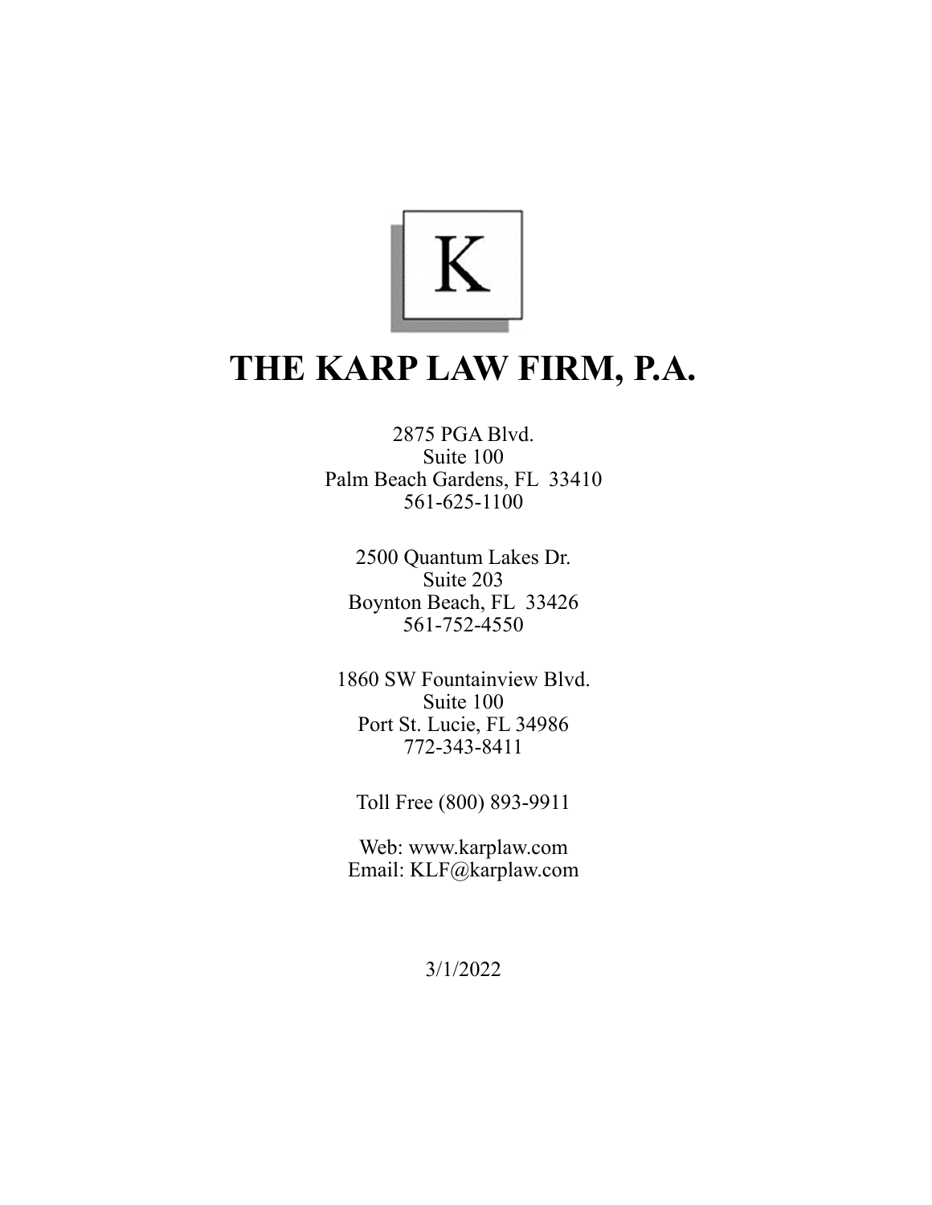K

# THE KARP LAW FIRM, P.A.

2875 PGA Blvd.
Suite 100
Palm Beach Gardens, FL 33410
561-625-1100

2500 Quantum Lakes Dr.
Suite 203
Boynton Beach, FL 33426
561-752-4550

1860 SW Fountainview Blvd.
Suite 100
Port St. Lucie, FL 34986
772-343-8411

Toll Free (800) 893-9911

Web: www.karplaw.com
Email: KLF@karplaw.com

3/1/2022